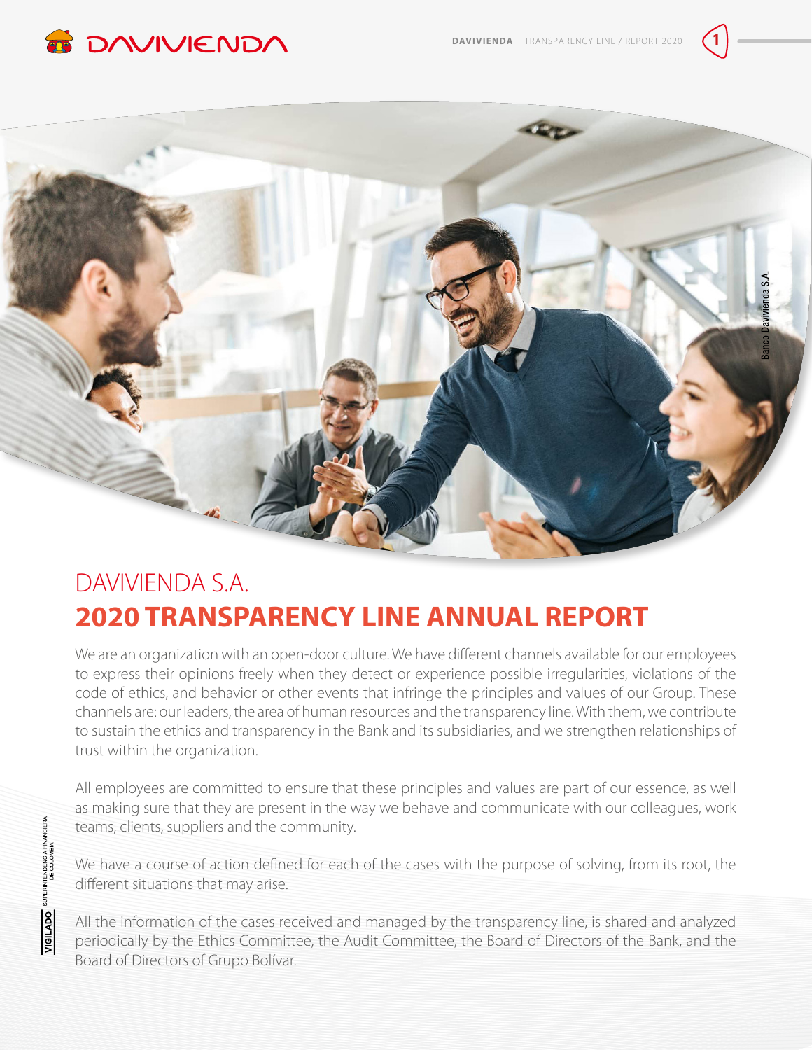# DAVIVIENDA S.A.

# 2020 TRANSPARENCY LINE ANNUAL REPORT

We are an organization with an open-door culture. We have different channels available for our employees to express their opinions freely when they detect or experience possible irregularities, violations of the code of ethics, and behavior or other events that infringe the principles and values of our Group. These channels are: our leaders, the area of human resources and the transparency line. With them, we contribute to sustain the ethics and transparency in the Bank and its subsidiaries, and we strengthen relationships of trust within the organization.

All employees are committed to ensure that these principles and values are part of our essence, as well as making sure that they are present in the way we behave and communicate with our colleagues, work teams, clients, suppliers and the community.

We have a course of action defined for each of the cases with the purpose of solving, from its root, the different situations that may arise.

All the information of the cases received and managed by the transparency line, is shared and analyzed periodically by the Ethics Committee, the Audit Committee, the Board of Directors of the Bank, and the Board of Directors of Grupo Bolívar.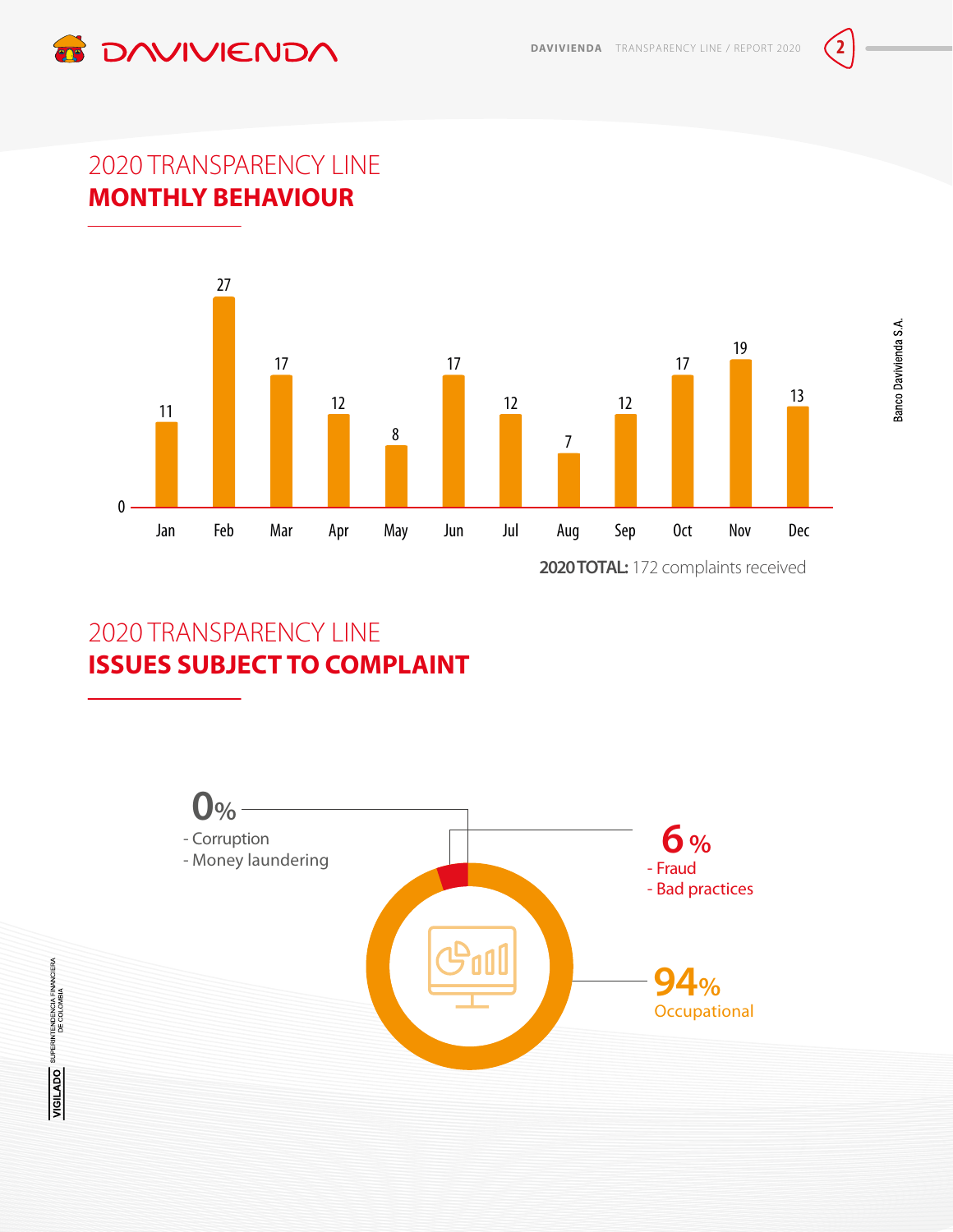## 2020 TRANSPARENCY LINE
## MONTHLY BEHAVIOUR

| Month | Complaints |
|---|---|
| Jan | 11 |
| Feb | 27 |
| Mar | 17 |
| Apr | 12 |
| May | 8 |
| Jun | 17 |
| Jul | 12 |
| Aug | 7 |
| Sep | 12 |
| Oct | 17 |
| Nov | 19 |
| Dec | 13 |

**2020 TOTAL:** 172 complaints received

## 2020 TRANSPARENCY LINE
## ISSUES SUBJECT TO COMPLAINT

**0%**
- Corruption
- Money laundering

**6 %**
- Fraud
- Bad practices

**94%**
Occupational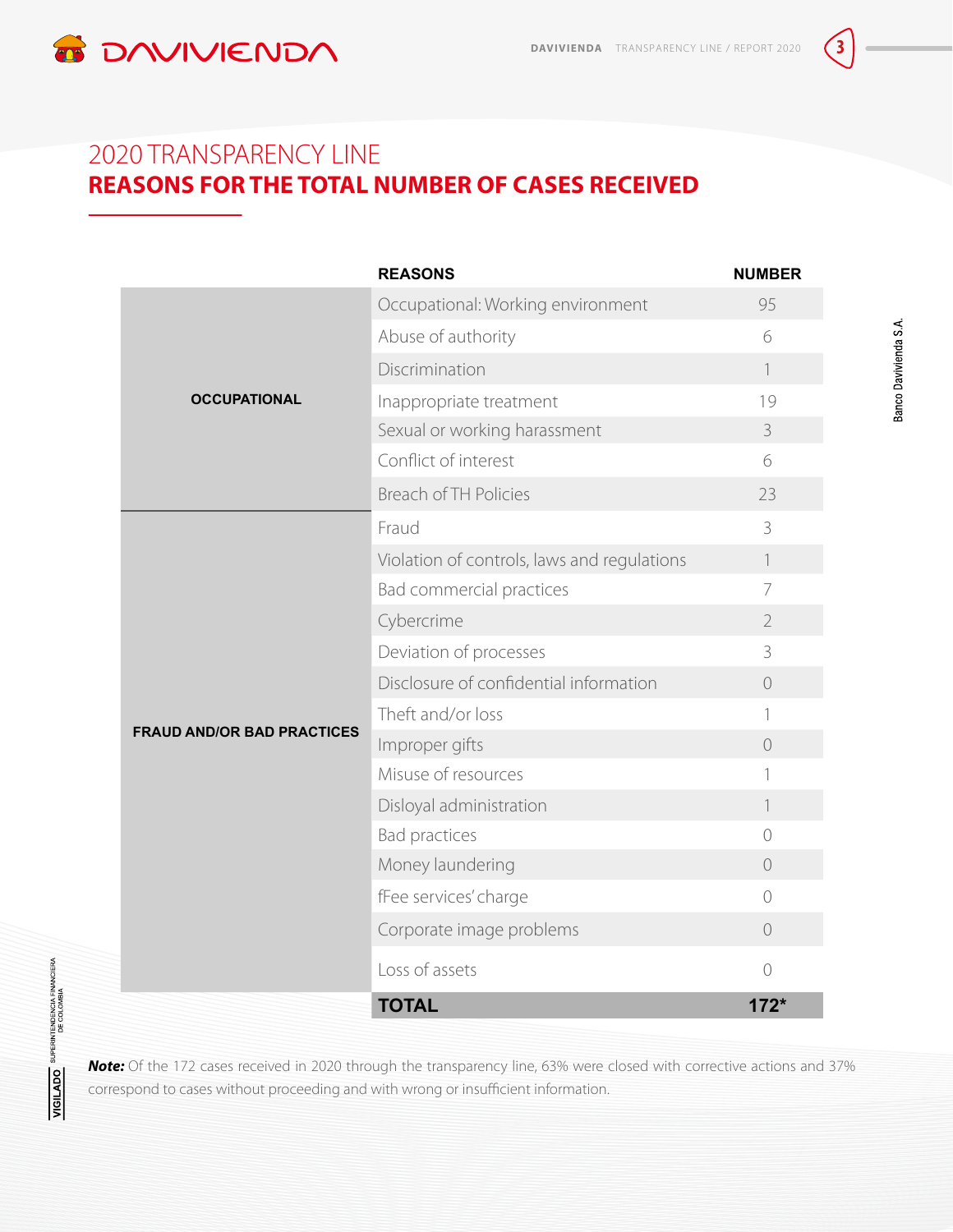# 2020 TRANSPARENCY LINE
## REASONS FOR THE TOTAL NUMBER OF CASES RECEIVED

| | REASONS | NUMBER |
|---|---|---|
| OCCUPATIONAL | Occupational: Working environment | 95 |
| | Abuse of authority | 6 |
| | Discrimination | 1 |
| | Inappropriate treatment | 19 |
| | Sexual or working harassment | 3 |
| | Conflict of interest | 6 |
| | Breach of TH Policies | 23 |
| FRAUD AND/OR BAD PRACTICES | Fraud | 3 |
| | Violation of controls, laws and regulations | 1 |
| | Bad commercial practices | 7 |
| | Cybercrime | 2 |
| | Deviation of processes | 3 |
| | Disclosure of confidential information | 0 |
| | Theft and/or loss | 1 |
| | Improper gifts | 0 |
| | Misuse of resources | 1 |
| | Disloyal administration | 1 |
| | Bad practices | 0 |
| | Money laundering | 0 |
| | fFee services' charge | 0 |
| | Corporate image problems | 0 |
| | Loss of assets | 0 |
| | **TOTAL** | **172*** |

***Note:*** Of the 172 cases received in 2020 through the transparency line, 63% were closed with corrective actions and 37% correspond to cases without proceeding and with wrong or insufficient information.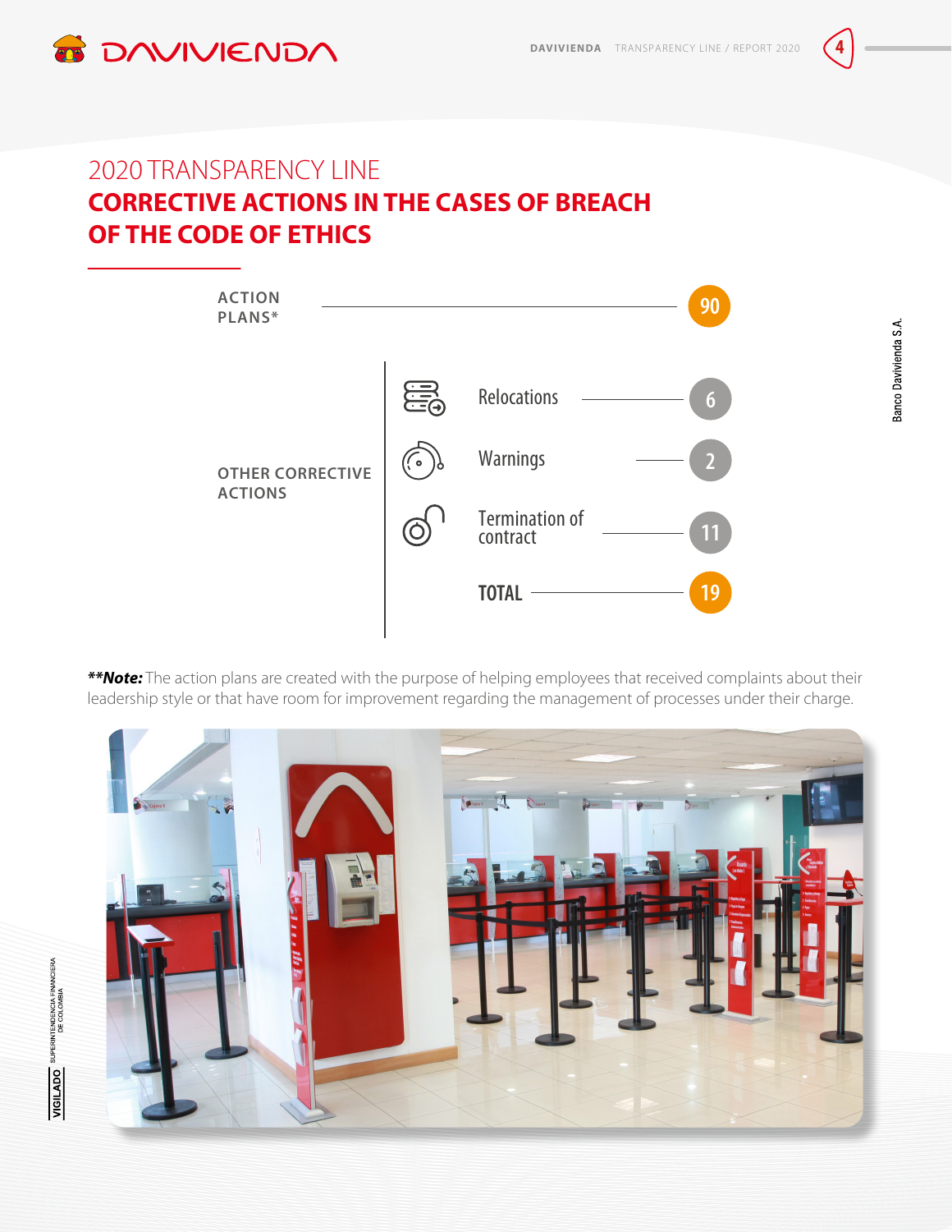# 2020 TRANSPARENCY LINE

## CORRECTIVE ACTIONS IN THE CASES OF BREACH OF THE CODE OF ethics

ACTION PLANS* 90

OTHER CORRECTIVE ACTIONS

Relocations 6

Warnings 2

Termination of contract 11

TOTAL 19

***Note:*** The action plans are created with the purpose of helping employees that received complaints about their leadership style or that have room for improvement regarding the management of processes under their charge.